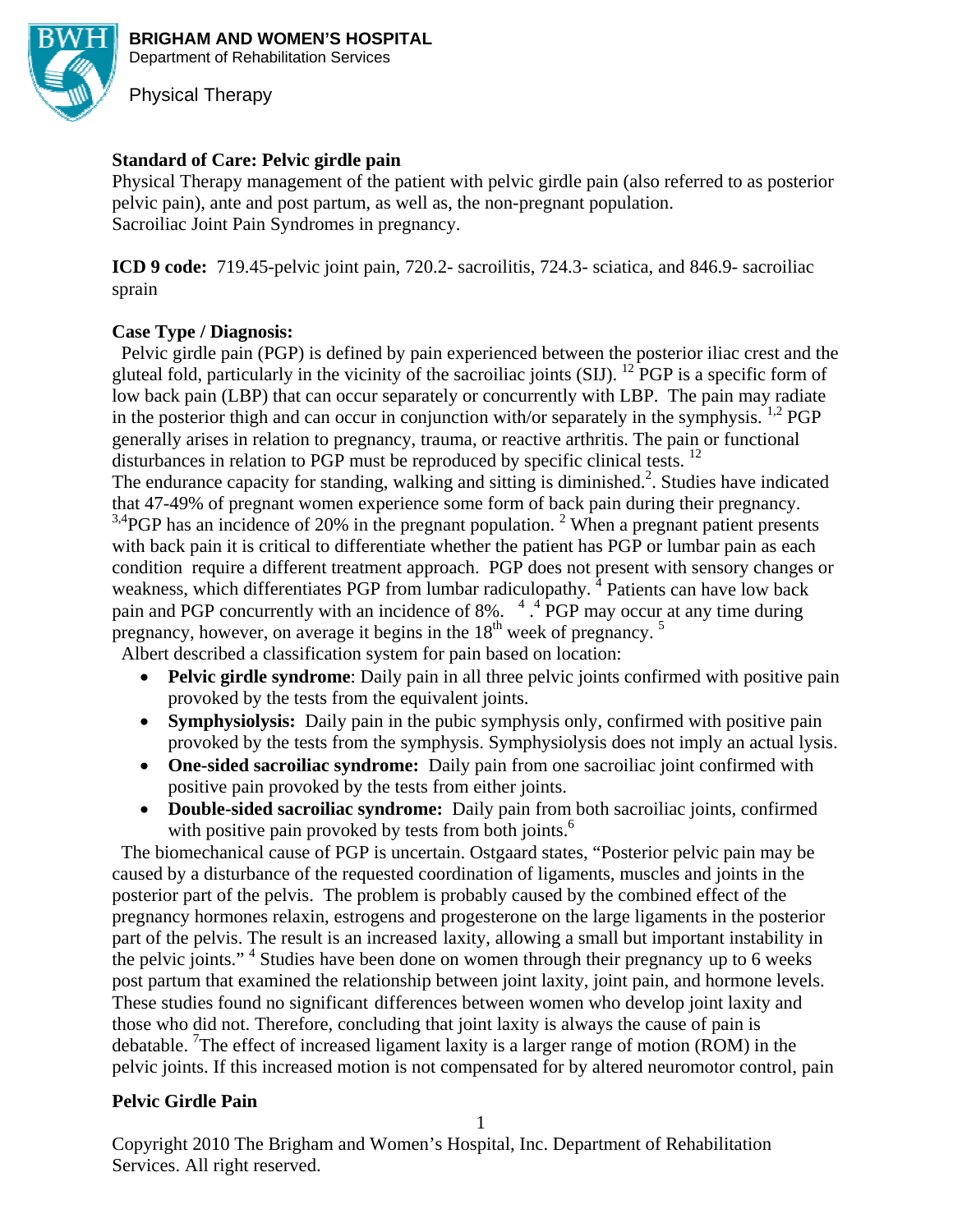BRIGHAM AND WOMEN'S HOSPITAL
Department of Rehabilitation Services

Physical Therapy

**Standard of Care: Pelvic girdle pain**
Physical Therapy management of the patient with pelvic girdle pain (also referred to as posterior pelvic pain), ante and post partum, as well as, the non-pregnant population.
Sacroiliac Joint Pain Syndromes in pregnancy.

**ICD 9 code:** 719.45-pelvic joint pain, 720.2- sacroilitis, 724.3- sciatica, and 846.9- sacroiliac sprain

**Case Type / Diagnosis:**

Pelvic girdle pain (PGP) is defined by pain experienced between the posterior iliac crest and the gluteal fold, particularly in the vicinity of the sacroiliac joints (SIJ). [12] PGP is a specific form of low back pain (LBP) that can occur separately or concurrently with LBP. The pain may radiate in the posterior thigh and can occur in conjunction with/or separately in the symphysis. [1,2] PGP generally arises in relation to pregnancy, trauma, or reactive arthritis. The pain or functional disturbances in relation to PGP must be reproduced by specific clinical tests. [12]
The endurance capacity for standing, walking and sitting is diminished.[2]. Studies have indicated that 47-49% of pregnant women experience some form of back pain during their pregnancy. [3,4]PGP has an incidence of 20% in the pregnant population. [2] When a pregnant patient presents with back pain it is critical to differentiate whether the patient has PGP or lumbar pain as each condition require a different treatment approach. PGP does not present with sensory changes or weakness, which differentiates PGP from lumbar radiculopathy. [4] Patients can have low back pain and PGP concurrently with an incidence of 8%. [4] .[4] PGP may occur at any time during pregnancy, however, on average it begins in the 18th week of pregnancy. [5]

Albert described a classification system for pain based on location:

- **Pelvic girdle syndrome**: Daily pain in all three pelvic joints confirmed with positive pain provoked by the tests from the equivalent joints.
- **Symphysiolysis:** Daily pain in the pubic symphysis only, confirmed with positive pain provoked by the tests from the symphysis. Symphysiolysis does not imply an actual lysis.
- **One-sided sacroiliac syndrome:** Daily pain from one sacroiliac joint confirmed with positive pain provoked by the tests from either joints.
- **Double-sided sacroiliac syndrome:** Daily pain from both sacroiliac joints, confirmed with positive pain provoked by tests from both joints.[6]

The biomechanical cause of PGP is uncertain. Ostgaard states, "Posterior pelvic pain may be caused by a disturbance of the requested coordination of ligaments, muscles and joints in the posterior part of the pelvis. The problem is probably caused by the combined effect of the pregnancy hormones relaxin, estrogens and progesterone on the large ligaments in the posterior part of the pelvis. The result is an increased laxity, allowing a small but important instability in the pelvic joints." [4] Studies have been done on women through their pregnancy up to 6 weeks post partum that examined the relationship between joint laxity, joint pain, and hormone levels. These studies found no significant differences between women who develop joint laxity and those who did not. Therefore, concluding that joint laxity is always the cause of pain is debatable. [7]The effect of increased ligament laxity is a larger range of motion (ROM) in the pelvic joints. If this increased motion is not compensated for by altered neuromotor control, pain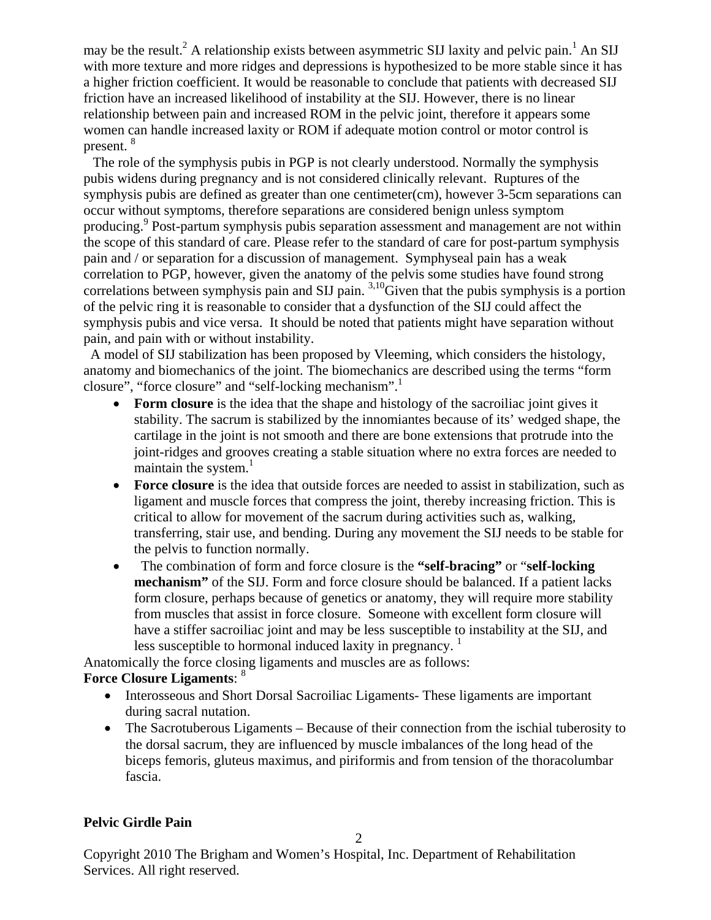may be the result.[2] A relationship exists between asymmetric SIJ laxity and pelvic pain.[1] An SIJ with more texture and more ridges and depressions is hypothesized to be more stable since it has a higher friction coefficient. It would be reasonable to conclude that patients with decreased SIJ friction have an increased likelihood of instability at the SIJ. However, there is no linear relationship between pain and increased ROM in the pelvic joint, therefore it appears some women can handle increased laxity or ROM if adequate motion control or motor control is present.[8]

The role of the symphysis pubis in PGP is not clearly understood. Normally the symphysis pubis widens during pregnancy and is not considered clinically relevant. Ruptures of the symphysis pubis are defined as greater than one centimeter(cm), however 3-5cm separations can occur without symptoms, therefore separations are considered benign unless symptom producing.[9] Post-partum symphysis pubis separation assessment and management are not within the scope of this standard of care. Please refer to the standard of care for post-partum symphysis pain and / or separation for a discussion of management. Symphyseal pain has a weak correlation to PGP, however, given the anatomy of the pelvis some studies have found strong correlations between symphysis pain and SIJ pain.[3,10] Given that the pubis symphysis is a portion of the pelvic ring it is reasonable to consider that a dysfunction of the SIJ could affect the symphysis pubis and vice versa. It should be noted that patients might have separation without pain, and pain with or without instability.

A model of SIJ stabilization has been proposed by Vleeming, which considers the histology, anatomy and biomechanics of the joint. The biomechanics are described using the terms "form closure", "force closure" and "self-locking mechanism".[1]

- **Form closure** is the idea that the shape and histology of the sacroiliac joint gives it stability. The sacrum is stabilized by the innomiantes because of its' wedged shape, the cartilage in the joint is not smooth and there are bone extensions that protrude into the joint-ridges and grooves creating a stable situation where no extra forces are needed to maintain the system.[1]
- **Force closure** is the idea that outside forces are needed to assist in stabilization, such as ligament and muscle forces that compress the joint, thereby increasing friction. This is critical to allow for movement of the sacrum during activities such as, walking, transferring, stair use, and bending. During any movement the SIJ needs to be stable for the pelvis to function normally.
- The combination of form and force closure is the **"self-bracing"** or "**self-locking mechanism"** of the SIJ. Form and force closure should be balanced. If a patient lacks form closure, perhaps because of genetics or anatomy, they will require more stability from muscles that assist in force closure. Someone with excellent form closure will have a stiffer sacroiliac joint and may be less susceptible to instability at the SIJ, and less susceptible to hormonal induced laxity in pregnancy.[1]

Anatomically the force closing ligaments and muscles are as follows:

**Force Closure Ligaments**:[8]

- Interosseous and Short Dorsal Sacroiliac Ligaments- These ligaments are important during sacral nutation.
- The Sacrotuberous Ligaments – Because of their connection from the ischial tuberosity to the dorsal sacrum, they are influenced by muscle imbalances of the long head of the biceps femoris, gluteus maximus, and piriformis and from tension of the thoracolumbar fascia.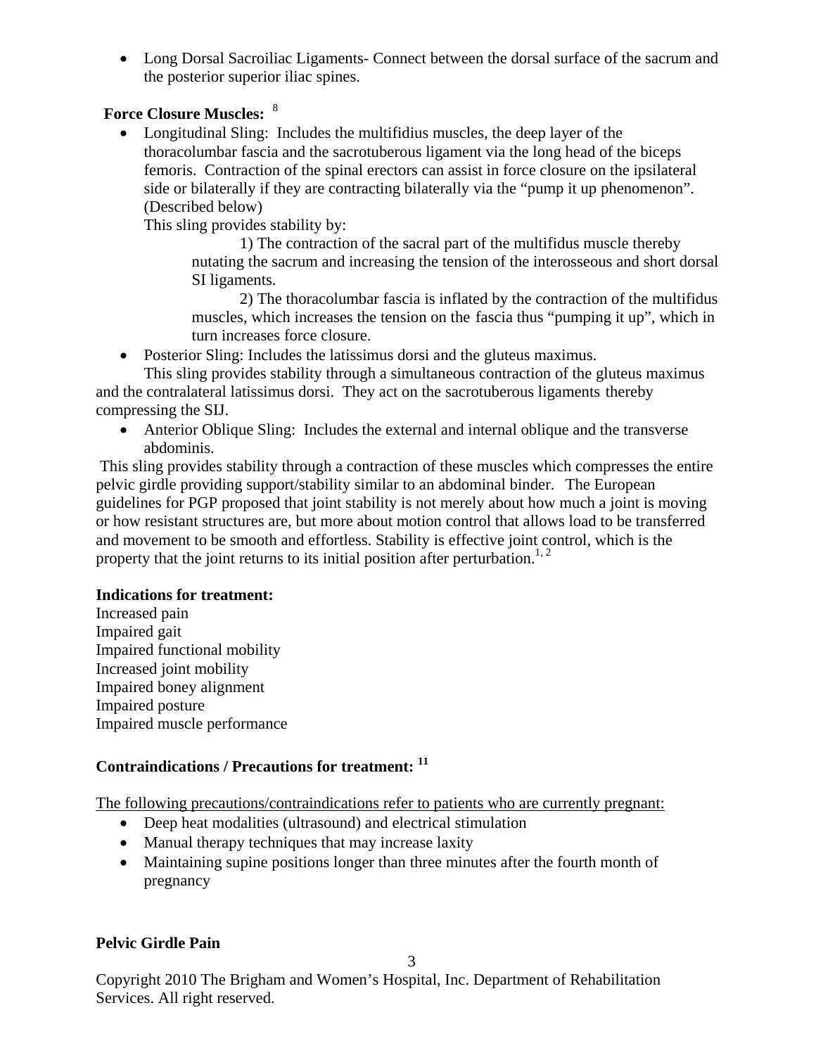- Long Dorsal Sacroiliac Ligaments- Connect between the dorsal surface of the sacrum and the posterior superior iliac spines.

**Force Closure Muscles:** [8]

- Longitudinal Sling: Includes the multifidius muscles, the deep layer of the thoracolumbar fascia and the sacrotuberous ligament via the long head of the biceps femoris. Contraction of the spinal erectors can assist in force closure on the ipsilateral side or bilaterally if they are contracting bilaterally via the "pump it up phenomenon". (Described below)

  This sling provides stability by:

  1) The contraction of the sacral part of the multifidus muscle thereby nutating the sacrum and increasing the tension of the interosseous and short dorsal SI ligaments.

  2) The thoracolumbar fascia is inflated by the contraction of the multifidus muscles, which increases the tension on the fascia thus "pumping it up", which in turn increases force closure.

- Posterior Sling: Includes the latissimus dorsi and the gluteus maximus.

This sling provides stability through a simultaneous contraction of the gluteus maximus and the contralateral latissimus dorsi. They act on the sacrotuberous ligaments thereby compressing the SIJ.

- Anterior Oblique Sling: Includes the external and internal oblique and the transverse abdominis.

This sling provides stability through a contraction of these muscles which compresses the entire pelvic girdle providing support/stability similar to an abdominal binder. The European guidelines for PGP proposed that joint stability is not merely about how much a joint is moving or how resistant structures are, but more about motion control that allows load to be transferred and movement to be smooth and effortless. Stability is effective joint control, which is the property that the joint returns to its initial position after perturbation.[1, 2]

**Indications for treatment:**

Increased pain
Impaired gait
Impaired functional mobility
Increased joint mobility
Impaired boney alignment
Impaired posture
Impaired muscle performance

**Contraindications / Precautions for treatment:** [11]

<u>The following precautions/contraindications refer to patients who are currently pregnant:</u>

- Deep heat modalities (ultrasound) and electrical stimulation
- Manual therapy techniques that may increase laxity
- Maintaining supine positions longer than three minutes after the fourth month of pregnancy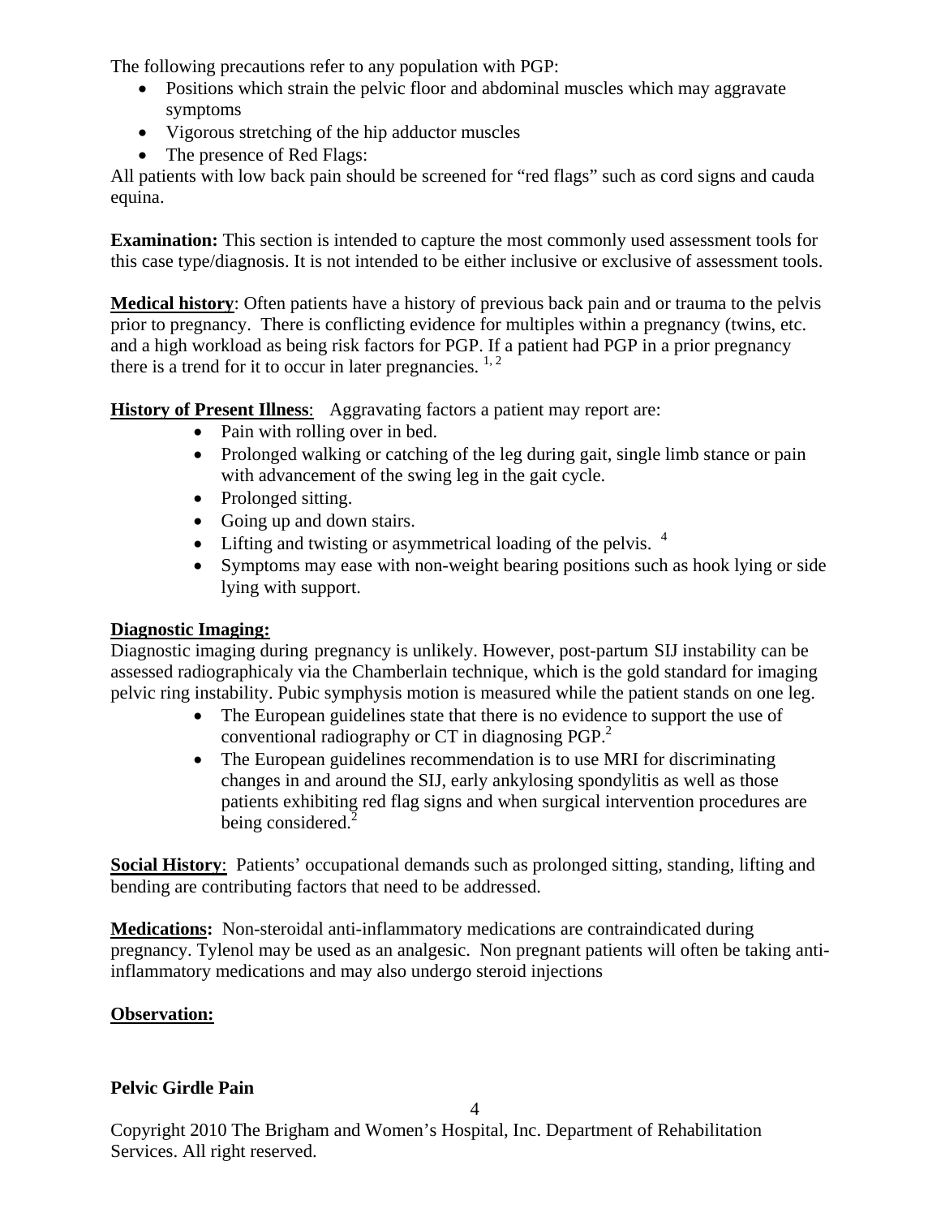The following precautions refer to any population with PGP:

- Positions which strain the pelvic floor and abdominal muscles which may aggravate symptoms
- Vigorous stretching of the hip adductor muscles
- The presence of Red Flags:

All patients with low back pain should be screened for "red flags" such as cord signs and cauda equina.

**Examination:** This section is intended to capture the most commonly used assessment tools for this case type/diagnosis. It is not intended to be either inclusive or exclusive of assessment tools.

**Medical history**: Often patients have a history of previous back pain and or trauma to the pelvis prior to pregnancy. There is conflicting evidence for multiples within a pregnancy (twins, etc. and a high workload as being risk factors for PGP. If a patient had PGP in a prior pregnancy there is a trend for it to occur in later pregnancies. [1, 2]

**History of Present Illness**: Aggravating factors a patient may report are:

- Pain with rolling over in bed.
- Prolonged walking or catching of the leg during gait, single limb stance or pain with advancement of the swing leg in the gait cycle.
- Prolonged sitting.
- Going up and down stairs.
- Lifting and twisting or asymmetrical loading of the pelvis. [4]
- Symptoms may ease with non-weight bearing positions such as hook lying or side lying with support.

**Diagnostic Imaging:**

Diagnostic imaging during pregnancy is unlikely. However, post-partum SIJ instability can be assessed radiographicaly via the Chamberlain technique, which is the gold standard for imaging pelvic ring instability. Pubic symphysis motion is measured while the patient stands on one leg.

- The European guidelines state that there is no evidence to support the use of conventional radiography or CT in diagnosing PGP.[2]
- The European guidelines recommendation is to use MRI for discriminating changes in and around the SIJ, early ankylosing spondylitis as well as those patients exhibiting red flag signs and when surgical intervention procedures are being considered.[2]

**Social History**: Patients' occupational demands such as prolonged sitting, standing, lifting and bending are contributing factors that need to be addressed.

**Medications:** Non-steroidal anti-inflammatory medications are contraindicated during pregnancy. Tylenol may be used as an analgesic. Non pregnant patients will often be taking anti-inflammatory medications and may also undergo steroid injections

**Observation:**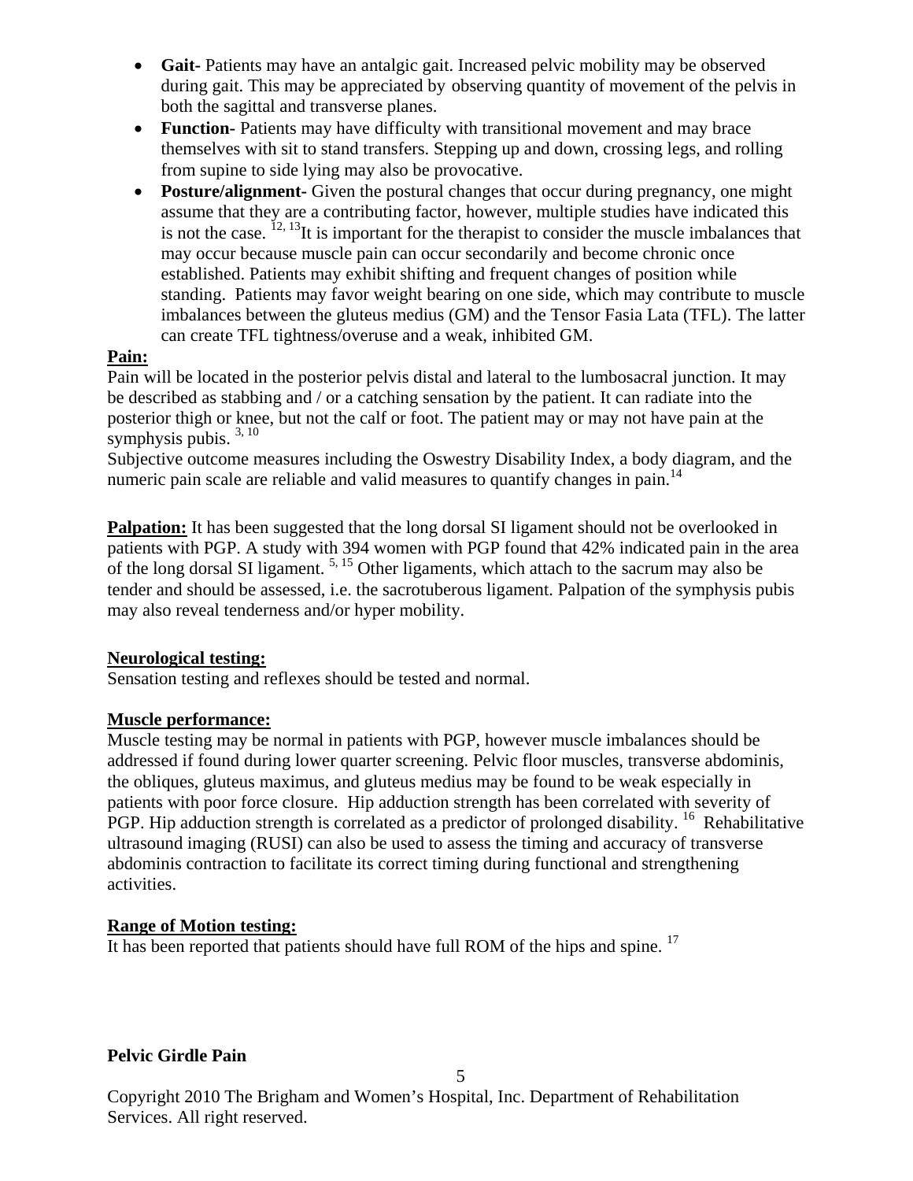- **Gait-** Patients may have an antalgic gait. Increased pelvic mobility may be observed during gait. This may be appreciated by observing quantity of movement of the pelvis in both the sagittal and transverse planes.
- **Function-** Patients may have difficulty with transitional movement and may brace themselves with sit to stand transfers. Stepping up and down, crossing legs, and rolling from supine to side lying may also be provocative.
- **Posture/alignment-** Given the postural changes that occur during pregnancy, one might assume that they are a contributing factor, however, multiple studies have indicated this is not the case. [12, 13]It is important for the therapist to consider the muscle imbalances that may occur because muscle pain can occur secondarily and become chronic once established. Patients may exhibit shifting and frequent changes of position while standing. Patients may favor weight bearing on one side, which may contribute to muscle imbalances between the gluteus medius (GM) and the Tensor Fasia Lata (TFL). The latter can create TFL tightness/overuse and a weak, inhibited GM.

**Pain:**

Pain will be located in the posterior pelvis distal and lateral to the lumbosacral junction. It may be described as stabbing and / or a catching sensation by the patient. It can radiate into the posterior thigh or knee, but not the calf or foot. The patient may or may not have pain at the symphysis pubis. [3, 10]

Subjective outcome measures including the Oswestry Disability Index, a body diagram, and the numeric pain scale are reliable and valid measures to quantify changes in pain.[14]

**Palpation:** It has been suggested that the long dorsal SI ligament should not be overlooked in patients with PGP. A study with 394 women with PGP found that 42% indicated pain in the area of the long dorsal SI ligament. [5, 15] Other ligaments, which attach to the sacrum may also be tender and should be assessed, i.e. the sacrotuberous ligament. Palpation of the symphysis pubis may also reveal tenderness and/or hyper mobility.

**Neurological testing:**

Sensation testing and reflexes should be tested and normal.

**Muscle performance:**

Muscle testing may be normal in patients with PGP, however muscle imbalances should be addressed if found during lower quarter screening. Pelvic floor muscles, transverse abdominis, the obliques, gluteus maximus, and gluteus medius may be found to be weak especially in patients with poor force closure. Hip adduction strength has been correlated with severity of PGP. Hip adduction strength is correlated as a predictor of prolonged disability. [16] Rehabilitative ultrasound imaging (RUSI) can also be used to assess the timing and accuracy of transverse abdominis contraction to facilitate its correct timing during functional and strengthening activities.

**Range of Motion testing:**

It has been reported that patients should have full ROM of the hips and spine. [17]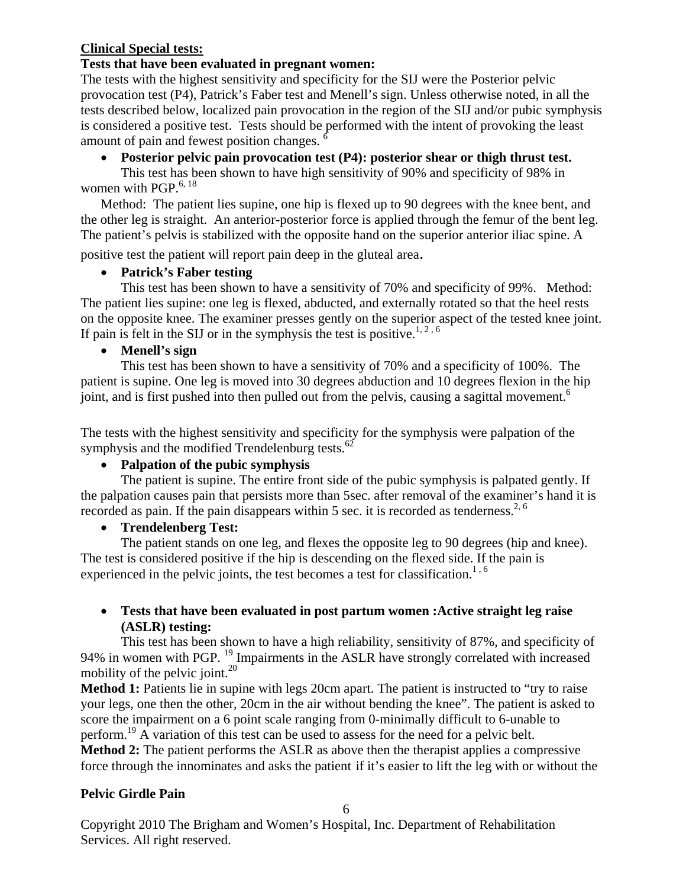**Clinical Special tests:**

**Tests that have been evaluated in pregnant women:**

The tests with the highest sensitivity and specificity for the SIJ were the Posterior pelvic provocation test (P4), Patrick's Faber test and Menell's sign. Unless otherwise noted, in all the tests described below, localized pain provocation in the region of the SIJ and/or pubic symphysis is considered a positive test. Tests should be performed with the intent of provoking the least amount of pain and fewest position changes. [6]

- **Posterior pelvic pain provocation test (P4): posterior shear or thigh thrust test.**

  This test has been shown to have high sensitivity of 90% and specificity of 98% in women with PGP.[6, 18]

  Method: The patient lies supine, one hip is flexed up to 90 degrees with the knee bent, and the other leg is straight. An anterior-posterior force is applied through the femur of the bent leg. The patient's pelvis is stabilized with the opposite hand on the superior anterior iliac spine. A positive test the patient will report pain deep in the gluteal area.

- **Patrick's Faber testing**

  This test has been shown to have a sensitivity of 70% and specificity of 99%. Method: The patient lies supine: one leg is flexed, abducted, and externally rotated so that the heel rests on the opposite knee. The examiner presses gently on the superior aspect of the tested knee joint. If pain is felt in the SIJ or in the symphysis the test is positive.[1, 2, 6]

- **Menell's sign**

  This test has been shown to have a sensitivity of 70% and a specificity of 100%. The patient is supine. One leg is moved into 30 degrees abduction and 10 degrees flexion in the hip joint, and is first pushed into then pulled out from the pelvis, causing a sagittal movement.[6]

The tests with the highest sensitivity and specificity for the symphysis were palpation of the symphysis and the modified Trendelenburg tests.[62]

- **Palpation of the pubic symphysis**

  The patient is supine. The entire front side of the pubic symphysis is palpated gently. If the palpation causes pain that persists more than 5sec. after removal of the examiner's hand it is recorded as pain. If the pain disappears within 5 sec. it is recorded as tenderness.[2, 6]

- **Trendelenberg Test:**

  The patient stands on one leg, and flexes the opposite leg to 90 degrees (hip and knee). The test is considered positive if the hip is descending on the flexed side. If the pain is experienced in the pelvic joints, the test becomes a test for classification.[1, 6]

- **Tests that have been evaluated in post partum women :Active straight leg raise (ASLR) testing:**

  This test has been shown to have a high reliability, sensitivity of 87%, and specificity of 94% in women with PGP. [19] Impairments in the ASLR have strongly correlated with increased mobility of the pelvic joint.[20]

**Method 1:** Patients lie in supine with legs 20cm apart. The patient is instructed to "try to raise your legs, one then the other, 20cm in the air without bending the knee". The patient is asked to score the impairment on a 6 point scale ranging from 0-minimally difficult to 6-unable to perform.[19] A variation of this test can be used to assess for the need for a pelvic belt.

**Method 2:** The patient performs the ASLR as above then the therapist applies a compressive force through the innominates and asks the patient if it's easier to lift the leg with or without the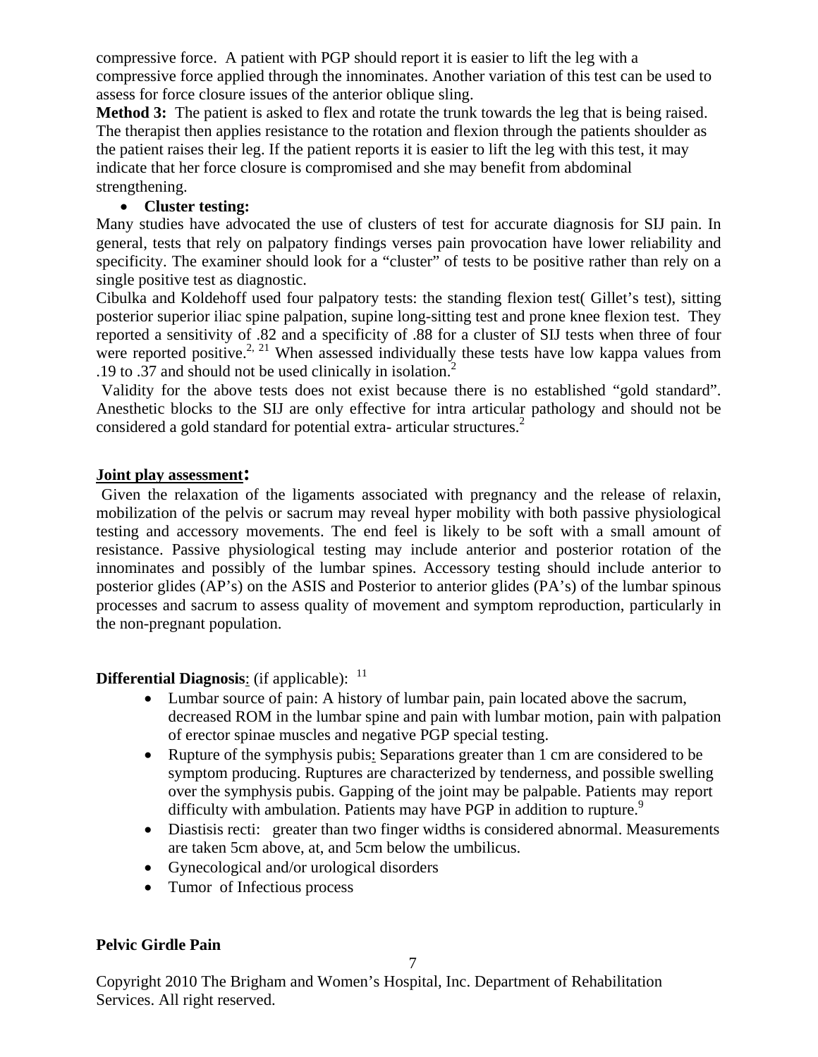compressive force. A patient with PGP should report it is easier to lift the leg with a compressive force applied through the innominates. Another variation of this test can be used to assess for force closure issues of the anterior oblique sling.

**Method 3:** The patient is asked to flex and rotate the trunk towards the leg that is being raised. The therapist then applies resistance to the rotation and flexion through the patients shoulder as the patient raises their leg. If the patient reports it is easier to lift the leg with this test, it may indicate that her force closure is compromised and she may benefit from abdominal strengthening.

- **Cluster testing:**

Many studies have advocated the use of clusters of test for accurate diagnosis for SIJ pain. In general, tests that rely on palpatory findings verses pain provocation have lower reliability and specificity. The examiner should look for a "cluster" of tests to be positive rather than rely on a single positive test as diagnostic.

Cibulka and Koldehoff used four palpatory tests: the standing flexion test( Gillet's test), sitting posterior superior iliac spine palpation, supine long-sitting test and prone knee flexion test. They reported a sensitivity of .82 and a specificity of .88 for a cluster of SIJ tests when three of four were reported positive.[2, 21] When assessed individually these tests have low kappa values from .19 to .37 and should not be used clinically in isolation.[2]

Validity for the above tests does not exist because there is no established "gold standard". Anesthetic blocks to the SIJ are only effective for intra articular pathology and should not be considered a gold standard for potential extra- articular structures.[2]

**Joint play assessment:**

Given the relaxation of the ligaments associated with pregnancy and the release of relaxin, mobilization of the pelvis or sacrum may reveal hyper mobility with both passive physiological testing and accessory movements. The end feel is likely to be soft with a small amount of resistance. Passive physiological testing may include anterior and posterior rotation of the innominates and possibly of the lumbar spines. Accessory testing should include anterior to posterior glides (AP's) on the ASIS and Posterior to anterior glides (PA's) of the lumbar spinous processes and sacrum to assess quality of movement and symptom reproduction, particularly in the non-pregnant population.

**Differential Diagnosis**: (if applicable): [11]

- Lumbar source of pain: A history of lumbar pain, pain located above the sacrum, decreased ROM in the lumbar spine and pain with lumbar motion, pain with palpation of erector spinae muscles and negative PGP special testing.
- Rupture of the symphysis pubis: Separations greater than 1 cm are considered to be symptom producing. Ruptures are characterized by tenderness, and possible swelling over the symphysis pubis. Gapping of the joint may be palpable. Patients may report difficulty with ambulation. Patients may have PGP in addition to rupture.[9]
- Diastisis recti: greater than two finger widths is considered abnormal. Measurements are taken 5cm above, at, and 5cm below the umbilicus.
- Gynecological and/or urological disorders
- Tumor of Infectious process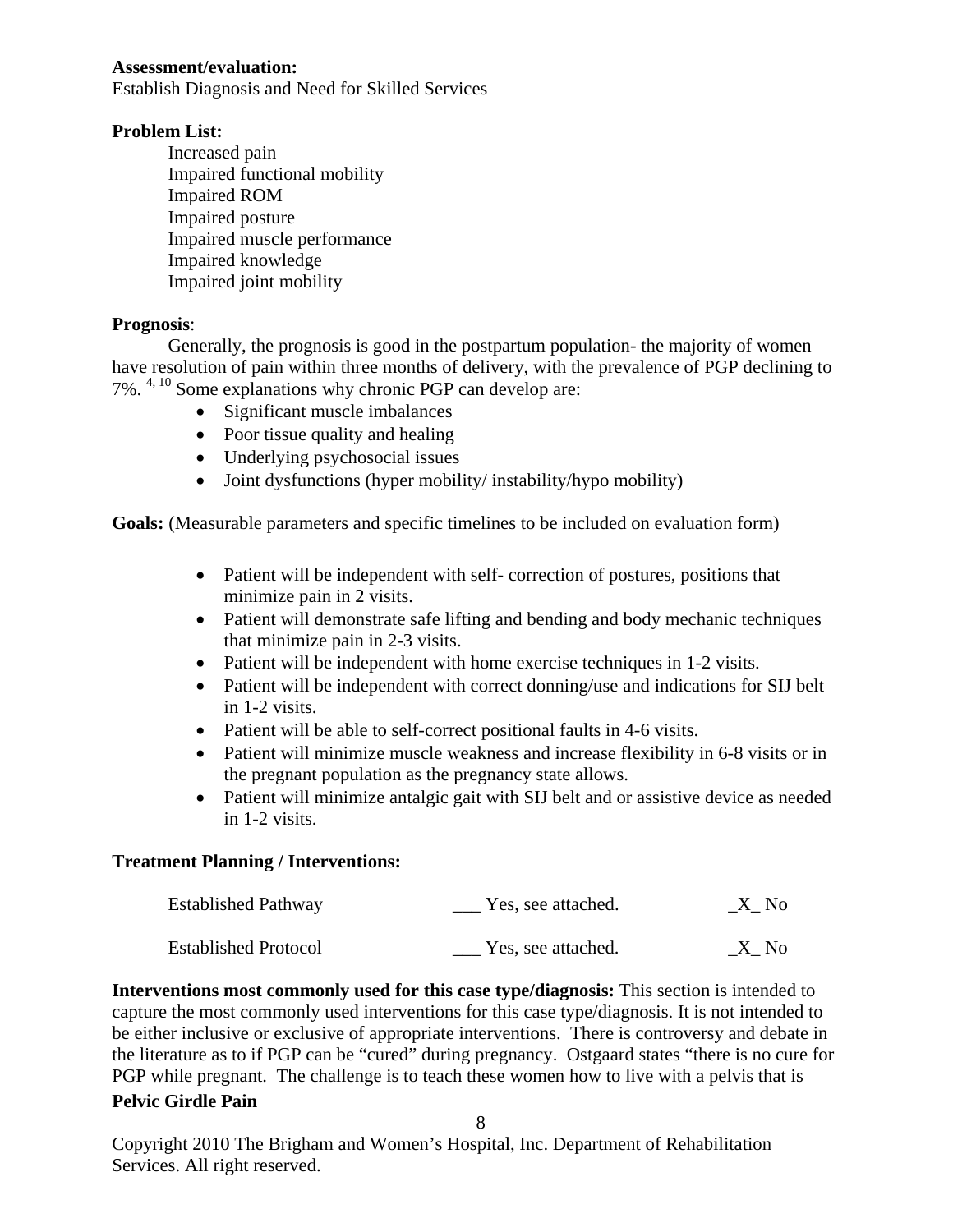**Assessment/evaluation:**
Establish Diagnosis and Need for Skilled Services

**Problem List:**

Increased pain
Impaired functional mobility
Impaired ROM
Impaired posture
Impaired muscle performance
Impaired knowledge
Impaired joint mobility

**Prognosis**:

Generally, the prognosis is good in the postpartum population- the majority of women have resolution of pain within three months of delivery, with the prevalence of PGP declining to 7%. [4, 10] Some explanations why chronic PGP can develop are:

- Significant muscle imbalances
- Poor tissue quality and healing
- Underlying psychosocial issues
- Joint dysfunctions (hyper mobility/ instability/hypo mobility)

**Goals:** (Measurable parameters and specific timelines to be included on evaluation form)

- Patient will be independent with self- correction of postures, positions that minimize pain in 2 visits.
- Patient will demonstrate safe lifting and bending and body mechanic techniques that minimize pain in 2-3 visits.
- Patient will be independent with home exercise techniques in 1-2 visits.
- Patient will be independent with correct donning/use and indications for SIJ belt in 1-2 visits.
- Patient will be able to self-correct positional faults in 4-6 visits.
- Patient will minimize muscle weakness and increase flexibility in 6-8 visits or in the pregnant population as the pregnancy state allows.
- Patient will minimize antalgic gait with SIJ belt and or assistive device as needed in 1-2 visits.

**Treatment Planning / Interventions:**

| | | |
|---|---|---|
| Established Pathway | ___ Yes, see attached. | _X_ No |
| Established Protocol | ___ Yes, see attached. | _X_ No |

**Interventions most commonly used for this case type/diagnosis:** This section is intended to capture the most commonly used interventions for this case type/diagnosis. It is not intended to be either inclusive or exclusive of appropriate interventions. There is controversy and debate in the literature as to if PGP can be "cured" during pregnancy. Ostgaard states "there is no cure for PGP while pregnant. The challenge is to teach these women how to live with a pelvis that is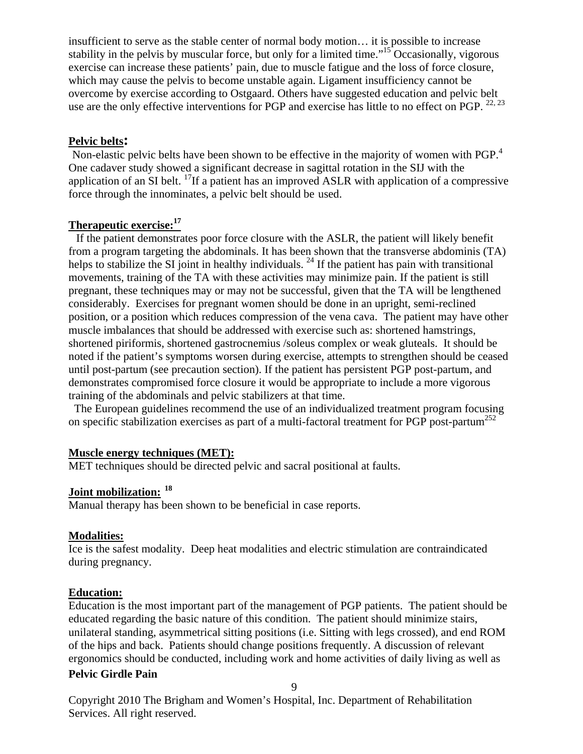insufficient to serve as the stable center of normal body motion… it is possible to increase stability in the pelvis by muscular force, but only for a limited time."[15] Occasionally, vigorous exercise can increase these patients' pain, due to muscle fatigue and the loss of force closure, which may cause the pelvis to become unstable again. Ligament insufficiency cannot be overcome by exercise according to Ostgaard. Others have suggested education and pelvic belt use are the only effective interventions for PGP and exercise has little to no effect on PGP. [22, 23]

**Pelvic belts:**

Non-elastic pelvic belts have been shown to be effective in the majority of women with PGP.[4] One cadaver study showed a significant decrease in sagittal rotation in the SIJ with the application of an SI belt. [17]If a patient has an improved ASLR with application of a compressive force through the innominates, a pelvic belt should be used.

**Therapeutic exercise:[17]**

If the patient demonstrates poor force closure with the ASLR, the patient will likely benefit from a program targeting the abdominals. It has been shown that the transverse abdominis (TA) helps to stabilize the SI joint in healthy individuals. [24] If the patient has pain with transitional movements, training of the TA with these activities may minimize pain. If the patient is still pregnant, these techniques may or may not be successful, given that the TA will be lengthened considerably. Exercises for pregnant women should be done in an upright, semi-reclined position, or a position which reduces compression of the vena cava. The patient may have other muscle imbalances that should be addressed with exercise such as: shortened hamstrings, shortened piriformis, shortened gastrocnemius /soleus complex or weak gluteals. It should be noted if the patient's symptoms worsen during exercise, attempts to strengthen should be ceased until post-partum (see precaution section). If the patient has persistent PGP post-partum, and demonstrates compromised force closure it would be appropriate to include a more vigorous training of the abdominals and pelvic stabilizers at that time.

The European guidelines recommend the use of an individualized treatment program focusing on specific stabilization exercises as part of a multi-factoral treatment for PGP post-partum[252]

**Muscle energy techniques (MET):**

MET techniques should be directed pelvic and sacral positional at faults.

**Joint mobilization: [18]**

Manual therapy has been shown to be beneficial in case reports.

**Modalities:**

Ice is the safest modality. Deep heat modalities and electric stimulation are contraindicated during pregnancy.

**Education:**

Education is the most important part of the management of PGP patients. The patient should be educated regarding the basic nature of this condition. The patient should minimize stairs, unilateral standing, asymmetrical sitting positions (i.e. Sitting with legs crossed), and end ROM of the hips and back. Patients should change positions frequently. A discussion of relevant ergonomics should be conducted, including work and home activities of daily living as well as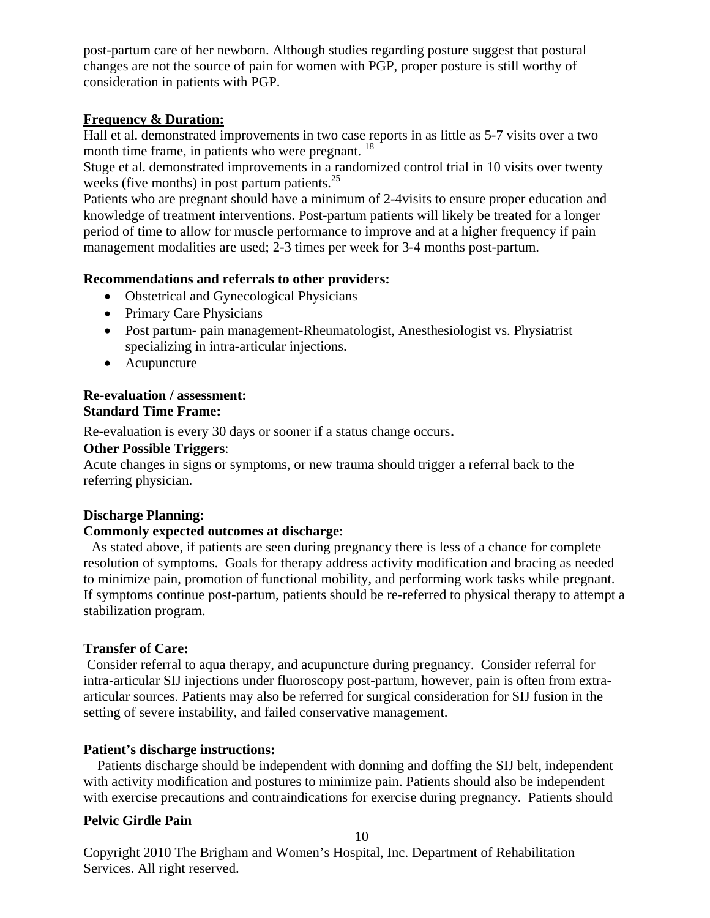post-partum care of her newborn. Although studies regarding posture suggest that postural changes are not the source of pain for women with PGP, proper posture is still worthy of consideration in patients with PGP.

**Frequency & Duration:**

Hall et al. demonstrated improvements in two case reports in as little as 5-7 visits over a two month time frame, in patients who were pregnant. [18]

Stuge et al. demonstrated improvements in a randomized control trial in 10 visits over twenty weeks (five months) in post partum patients.[25]

Patients who are pregnant should have a minimum of 2-4visits to ensure proper education and knowledge of treatment interventions. Post-partum patients will likely be treated for a longer period of time to allow for muscle performance to improve and at a higher frequency if pain management modalities are used; 2-3 times per week for 3-4 months post-partum.

**Recommendations and referrals to other providers:**

- Obstetrical and Gynecological Physicians
- Primary Care Physicians
- Post partum- pain management-Rheumatologist, Anesthesiologist vs. Physiatrist specializing in intra-articular injections.
- Acupuncture

**Re-evaluation / assessment:**

**Standard Time Frame:**

Re-evaluation is every 30 days or sooner if a status change occurs**.**

**Other Possible Triggers**:

Acute changes in signs or symptoms, or new trauma should trigger a referral back to the referring physician.

**Discharge Planning:**

**Commonly expected outcomes at discharge**:

As stated above, if patients are seen during pregnancy there is less of a chance for complete resolution of symptoms. Goals for therapy address activity modification and bracing as needed to minimize pain, promotion of functional mobility, and performing work tasks while pregnant. If symptoms continue post-partum, patients should be re-referred to physical therapy to attempt a stabilization program.

**Transfer of Care:**

Consider referral to aqua therapy, and acupuncture during pregnancy. Consider referral for intra-articular SIJ injections under fluoroscopy post-partum, however, pain is often from extra-articular sources. Patients may also be referred for surgical consideration for SIJ fusion in the setting of severe instability, and failed conservative management.

**Patient's discharge instructions:**

Patients discharge should be independent with donning and doffing the SIJ belt, independent with activity modification and postures to minimize pain. Patients should also be independent with exercise precautions and contraindications for exercise during pregnancy. Patients should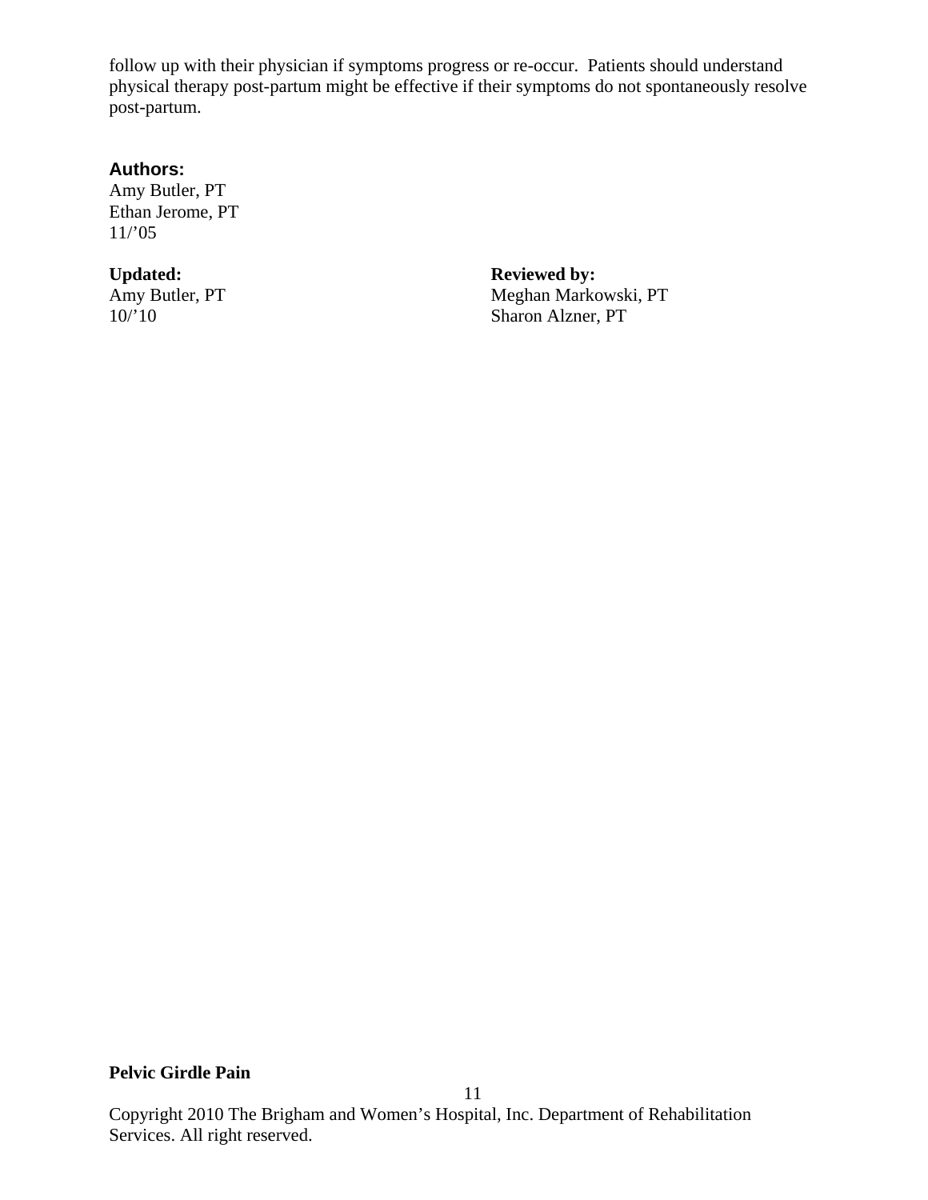follow up with their physician if symptoms progress or re-occur. Patients should understand physical therapy post-partum might be effective if their symptoms do not spontaneously resolve post-partum.

**Authors:**
Amy Butler, PT
Ethan Jerome, PT
11/'05

**Updated:**
Amy Butler, PT
10/'10

**Reviewed by:**
Meghan Markowski, PT
Sharon Alzner, PT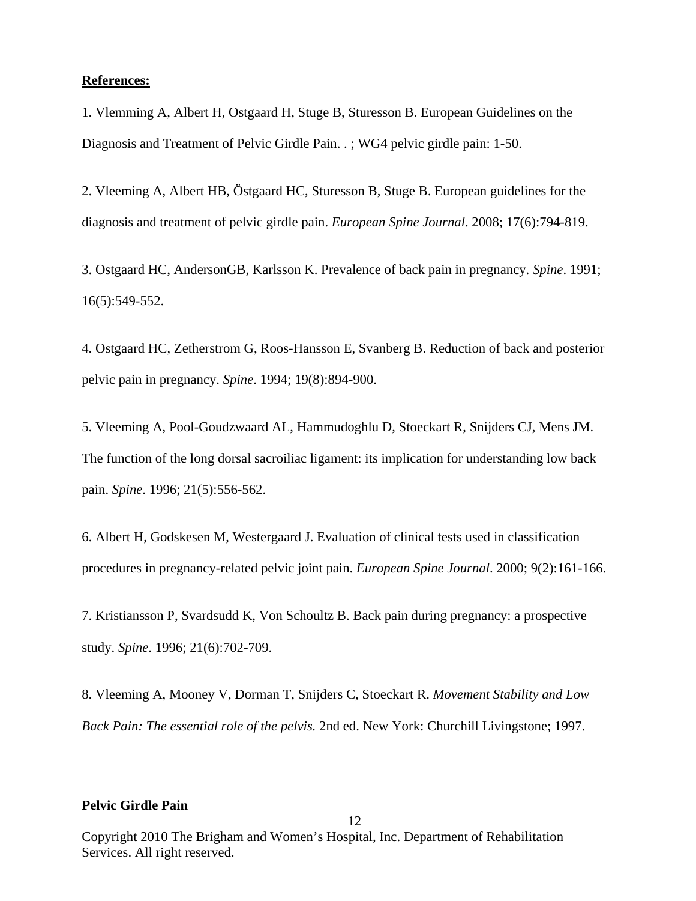**References:**

1. Vlemming A, Albert H, Ostgaard H, Stuge B, Sturesson B. European Guidelines on the Diagnosis and Treatment of Pelvic Girdle Pain. . ; WG4 pelvic girdle pain: 1-50.

2. Vleeming A, Albert HB, Östgaard HC, Sturesson B, Stuge B. European guidelines for the diagnosis and treatment of pelvic girdle pain. *European Spine Journal*. 2008; 17(6):794-819.

3. Ostgaard HC, AndersonGB, Karlsson K. Prevalence of back pain in pregnancy. *Spine*. 1991; 16(5):549-552.

4. Ostgaard HC, Zetherstrom G, Roos-Hansson E, Svanberg B. Reduction of back and posterior pelvic pain in pregnancy. *Spine*. 1994; 19(8):894-900.

5. Vleeming A, Pool-Goudzwaard AL, Hammudoghlu D, Stoeckart R, Snijders CJ, Mens JM. The function of the long dorsal sacroiliac ligament: its implication for understanding low back pain. *Spine*. 1996; 21(5):556-562.

6. Albert H, Godskesen M, Westergaard J. Evaluation of clinical tests used in classification procedures in pregnancy-related pelvic joint pain. *European Spine Journal*. 2000; 9(2):161-166.

7. Kristiansson P, Svardsudd K, Von Schoultz B. Back pain during pregnancy: a prospective study. *Spine*. 1996; 21(6):702-709.

8. Vleeming A, Mooney V, Dorman T, Snijders C, Stoeckart R. *Movement Stability and Low Back Pain: The essential role of the pelvis.* 2nd ed. New York: Churchill Livingstone; 1997.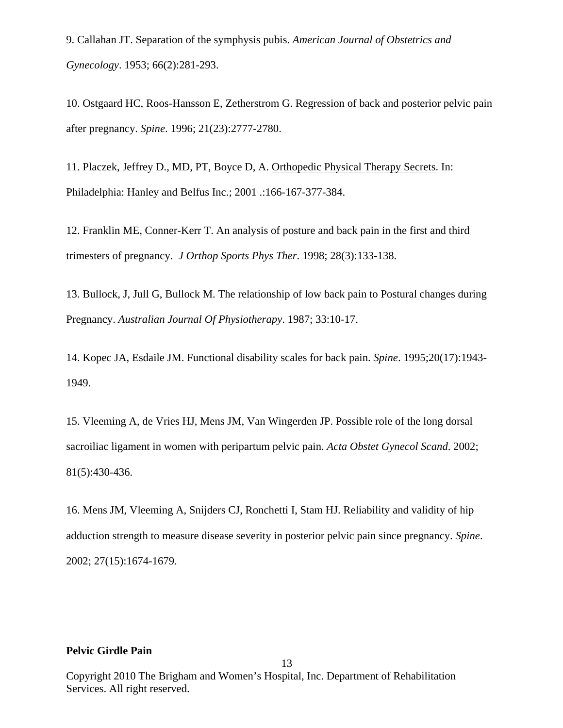9. Callahan JT. Separation of the symphysis pubis. *American Journal of Obstetrics and Gynecology*. 1953; 66(2):281-293.

10. Ostgaard HC, Roos-Hansson E, Zetherstrom G. Regression of back and posterior pelvic pain after pregnancy. *Spine*. 1996; 21(23):2777-2780.

11. Placzek, Jeffrey D., MD, PT, Boyce D, A. <u>Orthopedic Physical Therapy Secrets</u>. In: Philadelphia: Hanley and Belfus Inc.; 2001 .:166-167-377-384.

12. Franklin ME, Conner-Kerr T. An analysis of posture and back pain in the first and third trimesters of pregnancy. *J Orthop Sports Phys Ther*. 1998; 28(3):133-138.

13. Bullock, J, Jull G, Bullock M. The relationship of low back pain to Postural changes during Pregnancy. *Australian Journal Of Physiotherapy*. 1987; 33:10-17.

14. Kopec JA, Esdaile JM. Functional disability scales for back pain. *Spine*. 1995;20(17):1943-1949.

15. Vleeming A, de Vries HJ, Mens JM, Van Wingerden JP. Possible role of the long dorsal sacroiliac ligament in women with peripartum pelvic pain. *Acta Obstet Gynecol Scand*. 2002; 81(5):430-436.

16. Mens JM, Vleeming A, Snijders CJ, Ronchetti I, Stam HJ. Reliability and validity of hip adduction strength to measure disease severity in posterior pelvic pain since pregnancy. *Spine*. 2002; 27(15):1674-1679.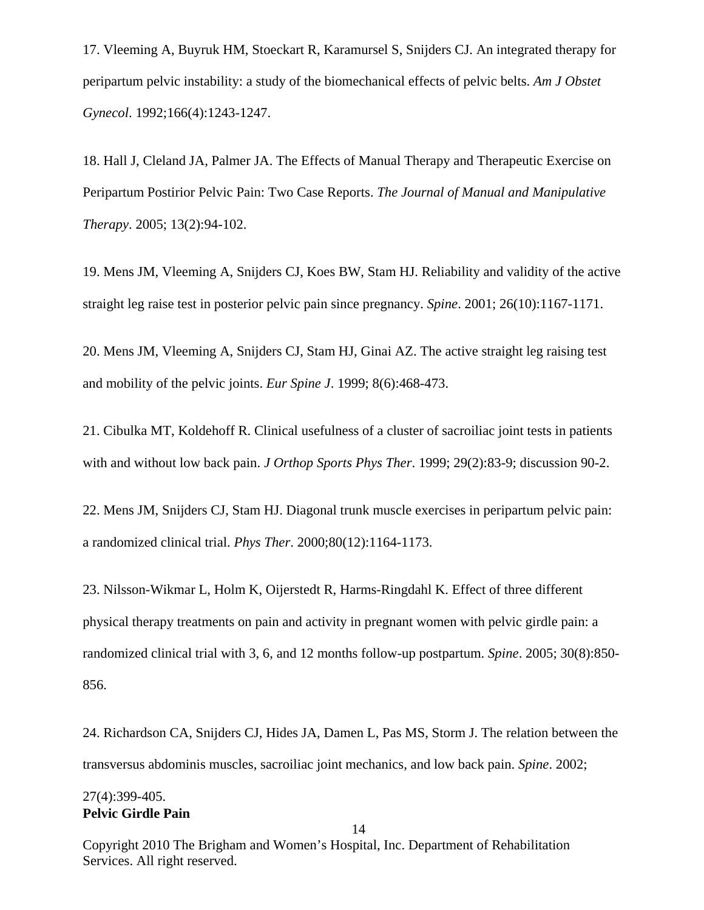17. Vleeming A, Buyruk HM, Stoeckart R, Karamursel S, Snijders CJ. An integrated therapy for peripartum pelvic instability: a study of the biomechanical effects of pelvic belts. *Am J Obstet Gynecol*. 1992;166(4):1243-1247.

18. Hall J, Cleland JA, Palmer JA. The Effects of Manual Therapy and Therapeutic Exercise on Peripartum Postirior Pelvic Pain: Two Case Reports. *The Journal of Manual and Manipulative Therapy*. 2005; 13(2):94-102.

19. Mens JM, Vleeming A, Snijders CJ, Koes BW, Stam HJ. Reliability and validity of the active straight leg raise test in posterior pelvic pain since pregnancy. *Spine*. 2001; 26(10):1167-1171.

20. Mens JM, Vleeming A, Snijders CJ, Stam HJ, Ginai AZ. The active straight leg raising test and mobility of the pelvic joints. *Eur Spine J*. 1999; 8(6):468-473.

21. Cibulka MT, Koldehoff R. Clinical usefulness of a cluster of sacroiliac joint tests in patients with and without low back pain. *J Orthop Sports Phys Ther*. 1999; 29(2):83-9; discussion 90-2.

22. Mens JM, Snijders CJ, Stam HJ. Diagonal trunk muscle exercises in peripartum pelvic pain: a randomized clinical trial. *Phys Ther*. 2000;80(12):1164-1173.

23. Nilsson-Wikmar L, Holm K, Oijerstedt R, Harms-Ringdahl K. Effect of three different physical therapy treatments on pain and activity in pregnant women with pelvic girdle pain: a randomized clinical trial with 3, 6, and 12 months follow-up postpartum. *Spine*. 2005; 30(8):850-856.

24. Richardson CA, Snijders CJ, Hides JA, Damen L, Pas MS, Storm J. The relation between the transversus abdominis muscles, sacroiliac joint mechanics, and low back pain. *Spine*. 2002; 27(4):399-405.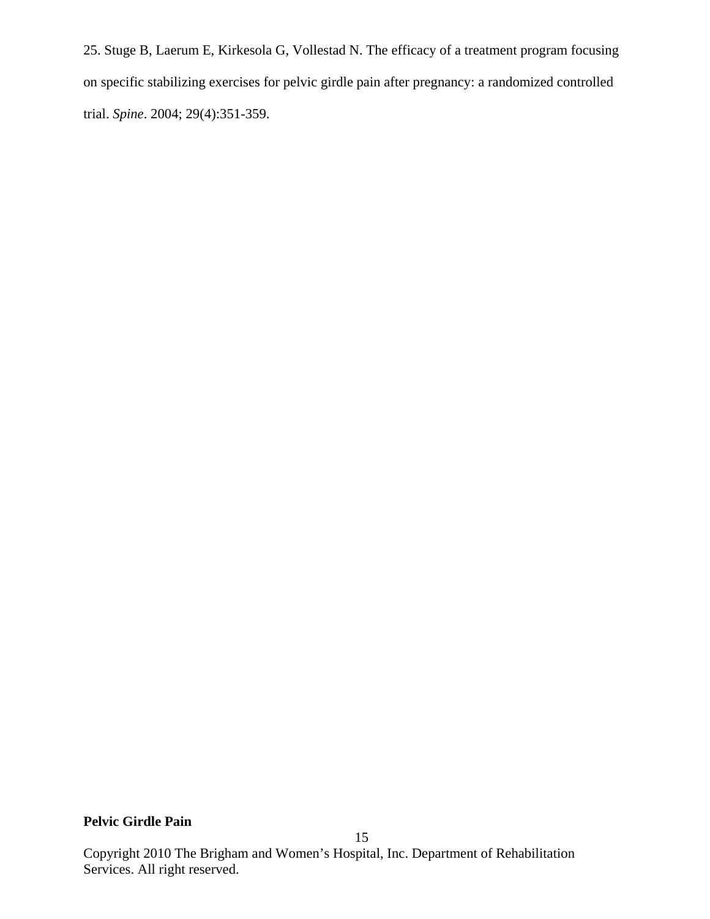25. Stuge B, Laerum E, Kirkesola G, Vollestad N. The efficacy of a treatment program focusing on specific stabilizing exercises for pelvic girdle pain after pregnancy: a randomized controlled trial. *Spine*. 2004; 29(4):351-359.